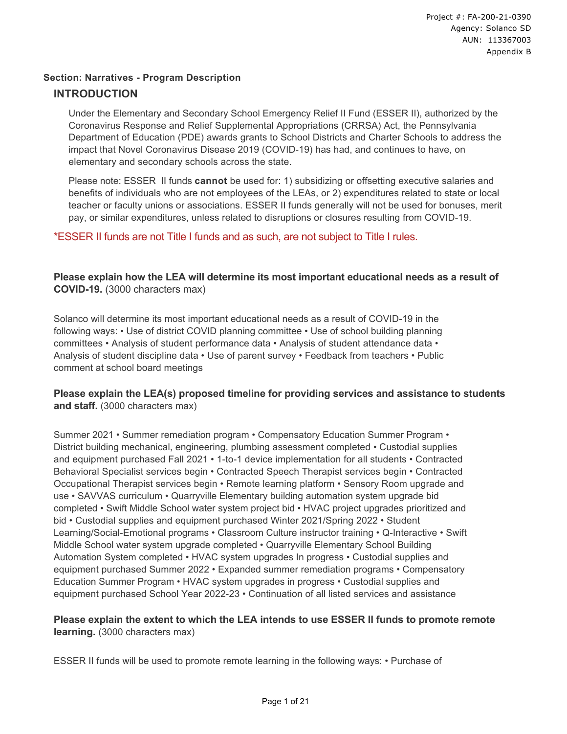Project #: FA-200-21-0390
Agency: Solanco SD
AUN: 113367003
Appendix B

**Section: Narratives - Program Description**

## INTRODUCTION

Under the Elementary and Secondary School Emergency Relief II Fund (ESSER II), authorized by the Coronavirus Response and Relief Supplemental Appropriations (CRRSA) Act, the Pennsylvania Department of Education (PDE) awards grants to School Districts and Charter Schools to address the impact that Novel Coronavirus Disease 2019 (COVID-19) has had, and continues to have, on elementary and secondary schools across the state.

Please note: ESSER II funds **cannot** be used for: 1) subsidizing or offsetting executive salaries and benefits of individuals who are not employees of the LEAs, or 2) expenditures related to state or local teacher or faculty unions or associations. ESSER II funds generally will not be used for bonuses, merit pay, or similar expenditures, unless related to disruptions or closures resulting from COVID-19.

*ESSER II funds are not Title I funds and as such, are not subject to Title I rules.

**Please explain how the LEA will determine its most important educational needs as a result of COVID-19.** (3000 characters max)

Solanco will determine its most important educational needs as a result of COVID-19 in the following ways: • Use of district COVID planning committee • Use of school building planning committees • Analysis of student performance data • Analysis of student attendance data • Analysis of student discipline data • Use of parent survey • Feedback from teachers • Public comment at school board meetings

**Please explain the LEA(s) proposed timeline for providing services and assistance to students and staff.** (3000 characters max)

Summer 2021 • Summer remediation program • Compensatory Education Summer Program • District building mechanical, engineering, plumbing assessment completed • Custodial supplies and equipment purchased Fall 2021 • 1-to-1 device implementation for all students • Contracted Behavioral Specialist services begin • Contracted Speech Therapist services begin • Contracted Occupational Therapist services begin • Remote learning platform • Sensory Room upgrade and use • SAVVAS curriculum • Quarryville Elementary building automation system upgrade bid completed • Swift Middle School water system project bid • HVAC project upgrades prioritized and bid • Custodial supplies and equipment purchased Winter 2021/Spring 2022 • Student Learning/Social-Emotional programs • Classroom Culture instructor training • Q-Interactive • Swift Middle School water system upgrade completed • Quarryville Elementary School Building Automation System completed • HVAC system upgrades In progress • Custodial supplies and equipment purchased Summer 2022 • Expanded summer remediation programs • Compensatory Education Summer Program • HVAC system upgrades in progress • Custodial supplies and equipment purchased School Year 2022-23 • Continuation of all listed services and assistance

**Please explain the extent to which the LEA intends to use ESSER II funds to promote remote learning.** (3000 characters max)

ESSER II funds will be used to promote remote learning in the following ways: • Purchase of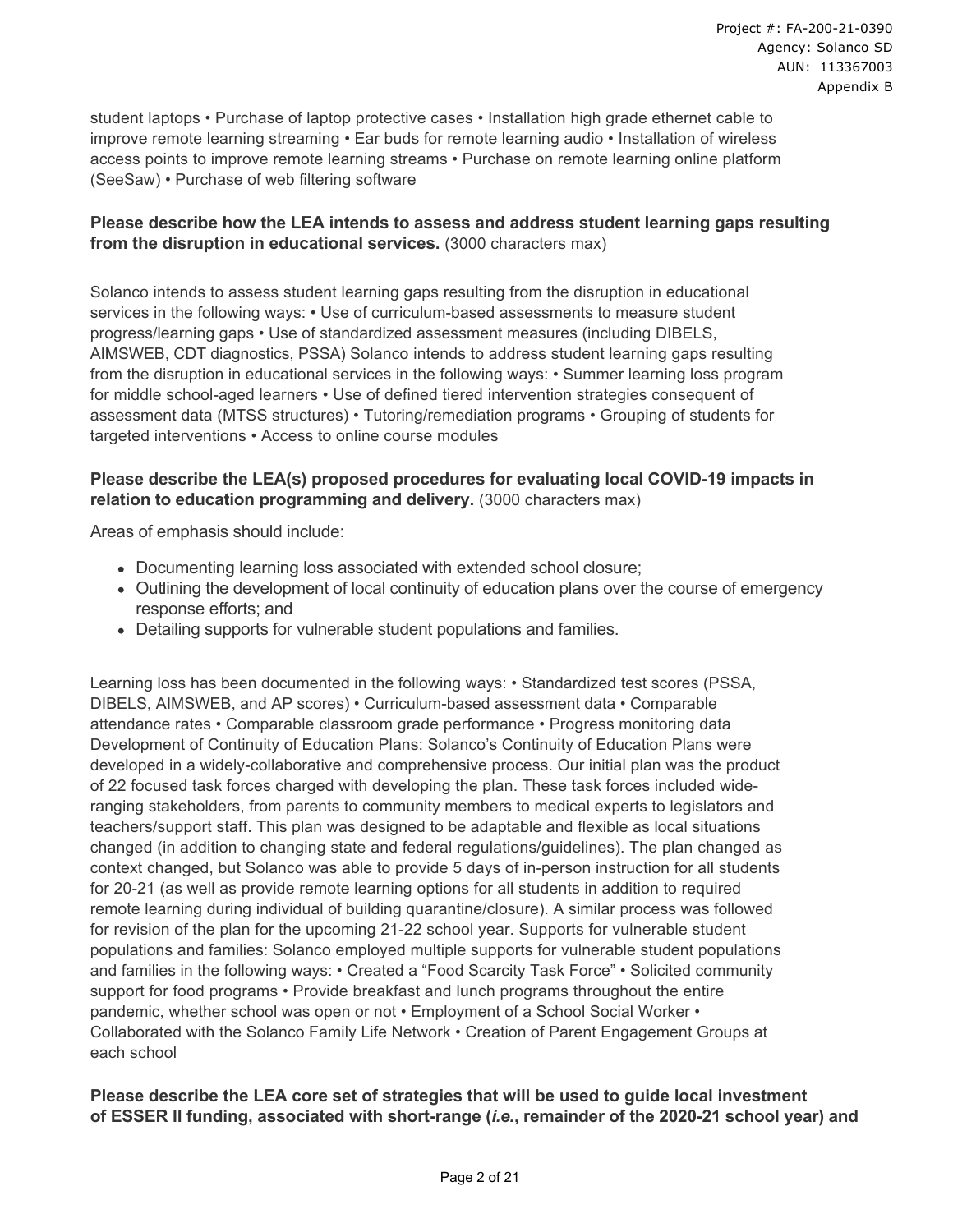student laptops • Purchase of laptop protective cases • Installation high grade ethernet cable to improve remote learning streaming • Ear buds for remote learning audio • Installation of wireless access points to improve remote learning streams • Purchase on remote learning online platform (SeeSaw) • Purchase of web filtering software

**Please describe how the LEA intends to assess and address student learning gaps resulting from the disruption in educational services.** (3000 characters max)

Solanco intends to assess student learning gaps resulting from the disruption in educational services in the following ways: • Use of curriculum-based assessments to measure student progress/learning gaps • Use of standardized assessment measures (including DIBELS, AIMSWEB, CDT diagnostics, PSSA) Solanco intends to address student learning gaps resulting from the disruption in educational services in the following ways: • Summer learning loss program for middle school-aged learners • Use of defined tiered intervention strategies consequent of assessment data (MTSS structures) • Tutoring/remediation programs • Grouping of students for targeted interventions • Access to online course modules

**Please describe the LEA(s) proposed procedures for evaluating local COVID-19 impacts in relation to education programming and delivery.** (3000 characters max)

Areas of emphasis should include:

- Documenting learning loss associated with extended school closure;
- Outlining the development of local continuity of education plans over the course of emergency response efforts; and
- Detailing supports for vulnerable student populations and families.

Learning loss has been documented in the following ways: • Standardized test scores (PSSA, DIBELS, AIMSWEB, and AP scores) • Curriculum-based assessment data • Comparable attendance rates • Comparable classroom grade performance • Progress monitoring data Development of Continuity of Education Plans: Solanco's Continuity of Education Plans were developed in a widely-collaborative and comprehensive process. Our initial plan was the product of 22 focused task forces charged with developing the plan. These task forces included wide-ranging stakeholders, from parents to community members to medical experts to legislators and teachers/support staff. This plan was designed to be adaptable and flexible as local situations changed (in addition to changing state and federal regulations/guidelines). The plan changed as context changed, but Solanco was able to provide 5 days of in-person instruction for all students for 20-21 (as well as provide remote learning options for all students in addition to required remote learning during individual of building quarantine/closure). A similar process was followed for revision of the plan for the upcoming 21-22 school year. Supports for vulnerable student populations and families: Solanco employed multiple supports for vulnerable student populations and families in the following ways: • Created a "Food Scarcity Task Force" • Solicited community support for food programs • Provide breakfast and lunch programs throughout the entire pandemic, whether school was open or not • Employment of a School Social Worker • Collaborated with the Solanco Family Life Network • Creation of Parent Engagement Groups at each school

**Please describe the LEA core set of strategies that will be used to guide local investment of ESSER II funding, associated with short-range (*i.e.*, remainder of the 2020-21 school year) and**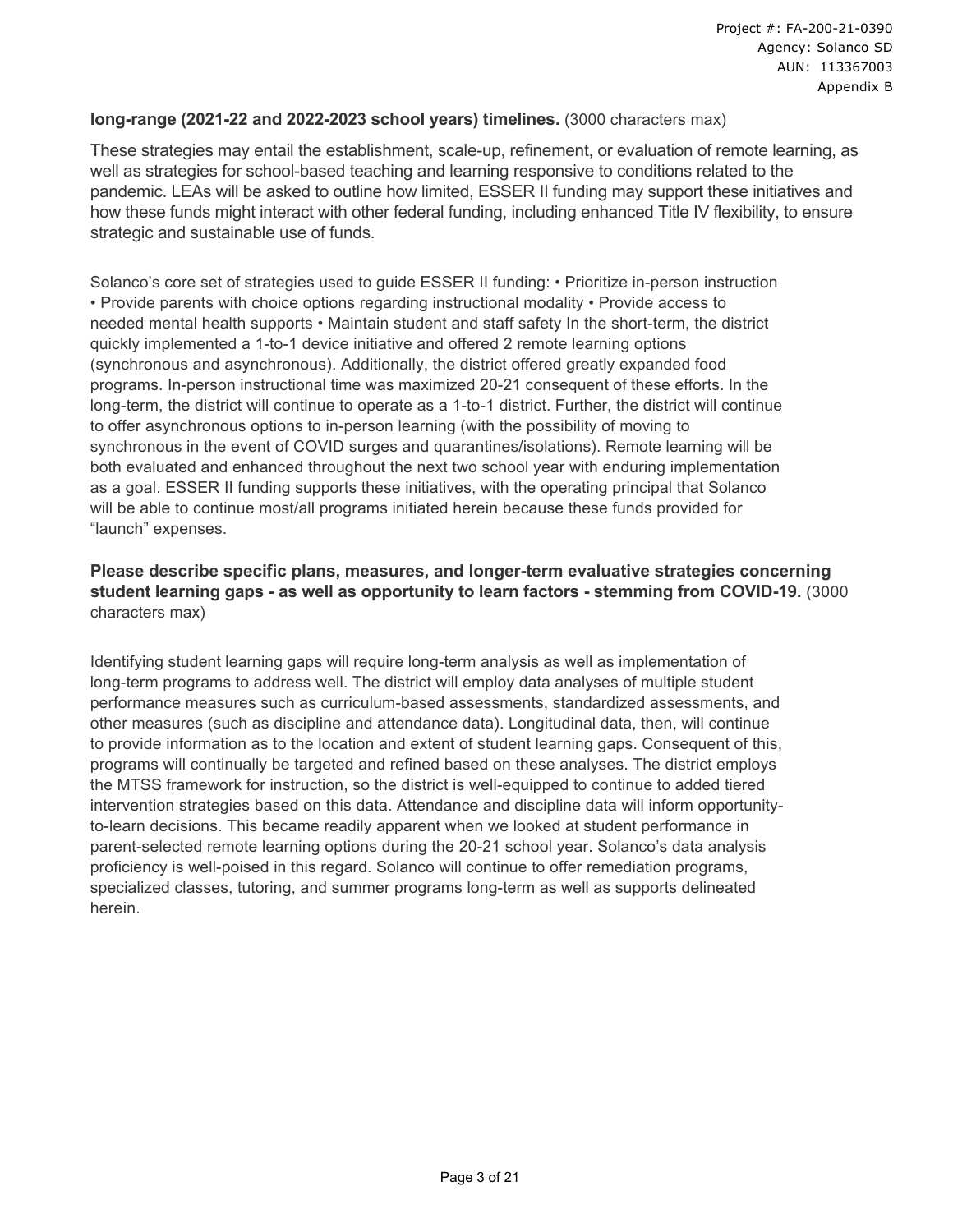**long-range (2021-22 and 2022-2023 school years) timelines.** (3000 characters max)

These strategies may entail the establishment, scale-up, refinement, or evaluation of remote learning, as well as strategies for school-based teaching and learning responsive to conditions related to the pandemic. LEAs will be asked to outline how limited, ESSER II funding may support these initiatives and how these funds might interact with other federal funding, including enhanced Title IV flexibility, to ensure strategic and sustainable use of funds.

Solanco's core set of strategies used to guide ESSER II funding: • Prioritize in-person instruction • Provide parents with choice options regarding instructional modality • Provide access to needed mental health supports • Maintain student and staff safety In the short-term, the district quickly implemented a 1-to-1 device initiative and offered 2 remote learning options (synchronous and asynchronous). Additionally, the district offered greatly expanded food programs. In-person instructional time was maximized 20-21 consequent of these efforts. In the long-term, the district will continue to operate as a 1-to-1 district. Further, the district will continue to offer asynchronous options to in-person learning (with the possibility of moving to synchronous in the event of COVID surges and quarantines/isolations). Remote learning will be both evaluated and enhanced throughout the next two school year with enduring implementation as a goal. ESSER II funding supports these initiatives, with the operating principal that Solanco will be able to continue most/all programs initiated herein because these funds provided for "launch" expenses.

**Please describe specific plans, measures, and longer-term evaluative strategies concerning student learning gaps - as well as opportunity to learn factors - stemming from COVID-19.** (3000 characters max)

Identifying student learning gaps will require long-term analysis as well as implementation of long-term programs to address well. The district will employ data analyses of multiple student performance measures such as curriculum-based assessments, standardized assessments, and other measures (such as discipline and attendance data). Longitudinal data, then, will continue to provide information as to the location and extent of student learning gaps. Consequent of this, programs will continually be targeted and refined based on these analyses. The district employs the MTSS framework for instruction, so the district is well-equipped to continue to added tiered intervention strategies based on this data. Attendance and discipline data will inform opportunity-to-learn decisions. This became readily apparent when we looked at student performance in parent-selected remote learning options during the 20-21 school year. Solanco's data analysis proficiency is well-poised in this regard. Solanco will continue to offer remediation programs, specialized classes, tutoring, and summer programs long-term as well as supports delineated herein.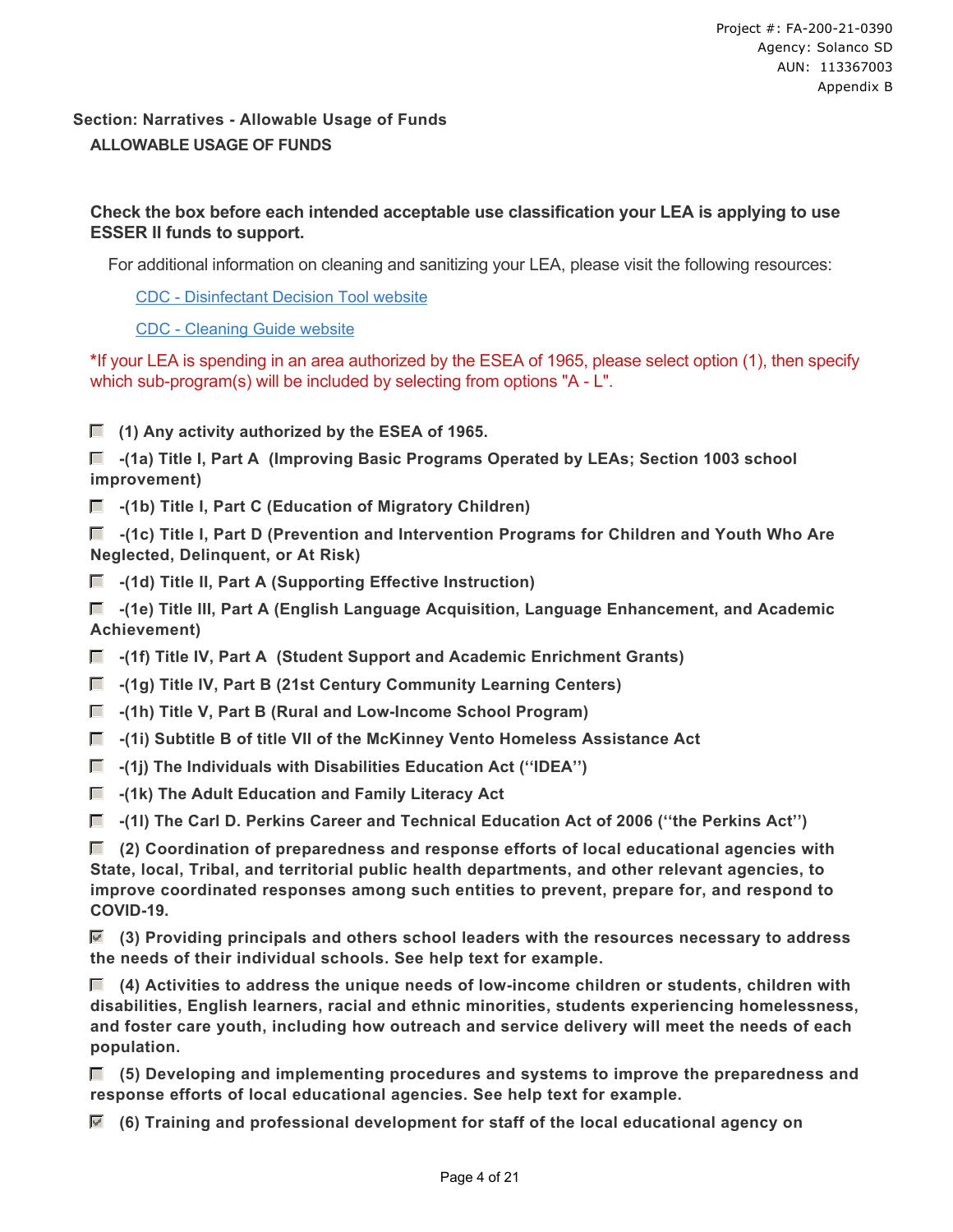Project #: FA-200-21-0390
Agency: Solanco SD
AUN: 113367003
Appendix B

## Section: Narratives - Allowable Usage of Funds

### ALLOWABLE USAGE OF FUNDS

**Check the box before each intended acceptable use classification your LEA is applying to use ESSER II funds to support.**

For additional information on cleaning and sanitizing your LEA, please visit the following resources:

[CDC - Disinfectant Decision Tool website](#)

[CDC - Cleaning Guide website](#)

*If your LEA is spending in an area authorized by the ESEA of 1965, please select option (1), then specify which sub-program(s) will be included by selecting from options "A - L".

- [ ] **(1) Any activity authorized by the ESEA of 1965.**
- [ ] **-(1a) Title I, Part A (Improving Basic Programs Operated by LEAs; Section 1003 school improvement)**
- [ ] **-(1b) Title I, Part C (Education of Migratory Children)**
- [ ] **-(1c) Title I, Part D (Prevention and Intervention Programs for Children and Youth Who Are Neglected, Delinquent, or At Risk)**
- [ ] **-(1d) Title II, Part A (Supporting Effective Instruction)**
- [ ] **-(1e) Title III, Part A (English Language Acquisition, Language Enhancement, and Academic Achievement)**
- [ ] **-(1f) Title IV, Part A (Student Support and Academic Enrichment Grants)**
- [ ] **-(1g) Title IV, Part B (21st Century Community Learning Centers)**
- [ ] **-(1h) Title V, Part B (Rural and Low-Income School Program)**
- [ ] **-(1i) Subtitle B of title VII of the McKinney Vento Homeless Assistance Act**
- [ ] **-(1j) The Individuals with Disabilities Education Act (''IDEA'')**
- [ ] **-(1k) The Adult Education and Family Literacy Act**
- [ ] **-(1l) The Carl D. Perkins Career and Technical Education Act of 2006 (''the Perkins Act'')**
- [ ] **(2) Coordination of preparedness and response efforts of local educational agencies with State, local, Tribal, and territorial public health departments, and other relevant agencies, to improve coordinated responses among such entities to prevent, prepare for, and respond to COVID-19.**
- [x] **(3) Providing principals and others school leaders with the resources necessary to address the needs of their individual schools. See help text for example.**
- [ ] **(4) Activities to address the unique needs of low-income children or students, children with disabilities, English learners, racial and ethnic minorities, students experiencing homelessness, and foster care youth, including how outreach and service delivery will meet the needs of each population.**
- [ ] **(5) Developing and implementing procedures and systems to improve the preparedness and response efforts of local educational agencies. See help text for example.**
- [x] **(6) Training and professional development for staff of the local educational agency on**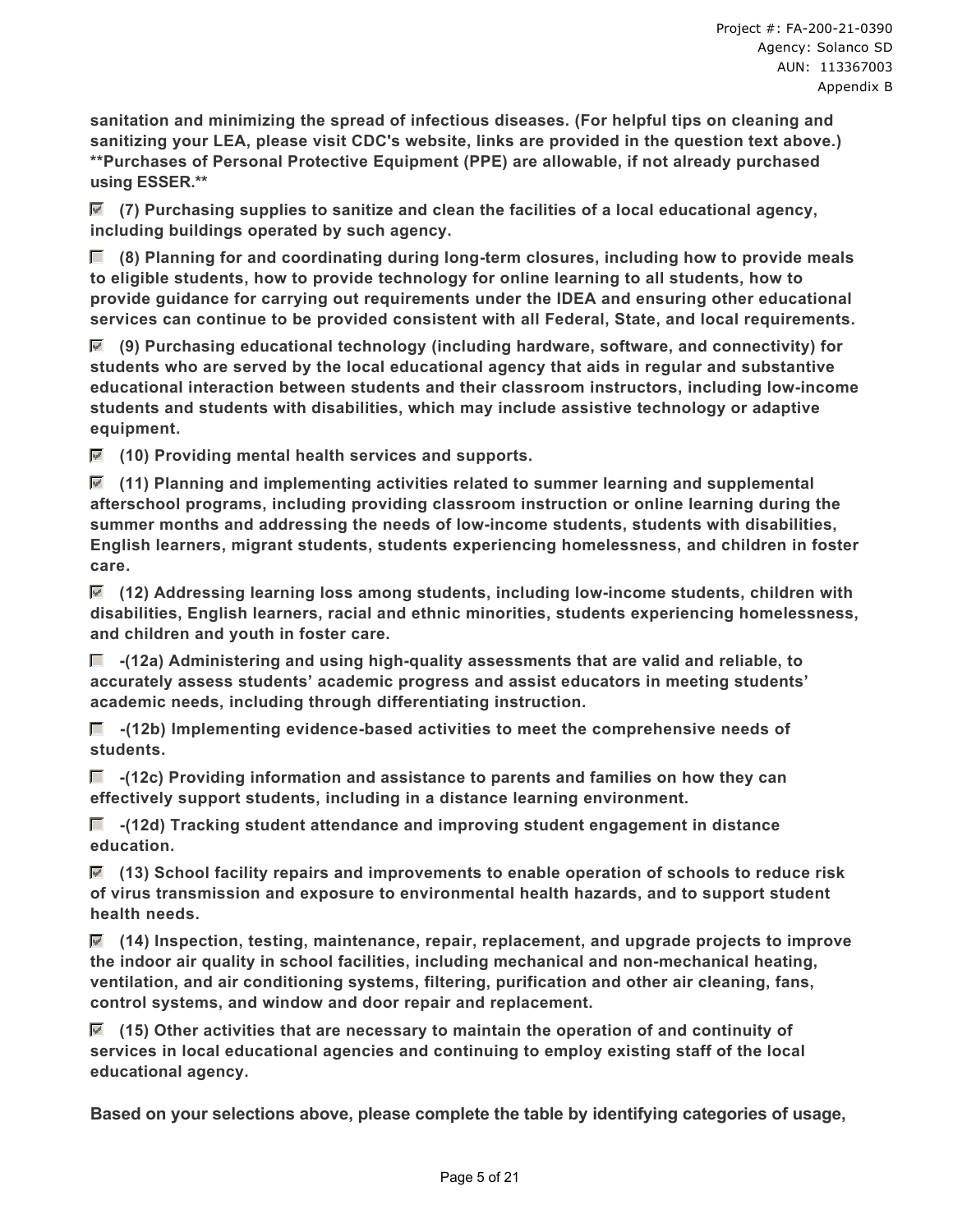**sanitation and minimizing the spread of infectious diseases. (For helpful tips on cleaning and sanitizing your LEA, please visit CDC's website, links are provided in the question text above.) **Purchases of Personal Protective Equipment (PPE) are allowable, if not already purchased using ESSER.****

- [x] **(7) Purchasing supplies to sanitize and clean the facilities of a local educational agency, including buildings operated by such agency.**

- [ ] **(8) Planning for and coordinating during long-term closures, including how to provide meals to eligible students, how to provide technology for online learning to all students, how to provide guidance for carrying out requirements under the IDEA and ensuring other educational services can continue to be provided consistent with all Federal, State, and local requirements.**

- [x] **(9) Purchasing educational technology (including hardware, software, and connectivity) for students who are served by the local educational agency that aids in regular and substantive educational interaction between students and their classroom instructors, including low-income students and students with disabilities, which may include assistive technology or adaptive equipment.**

- [x] **(10) Providing mental health services and supports.**

- [x] **(11) Planning and implementing activities related to summer learning and supplemental afterschool programs, including providing classroom instruction or online learning during the summer months and addressing the needs of low-income students, students with disabilities, English learners, migrant students, students experiencing homelessness, and children in foster care.**

- [x] **(12) Addressing learning loss among students, including low-income students, children with disabilities, English learners, racial and ethnic minorities, students experiencing homelessness, and children and youth in foster care.**

- [ ] **-(12a) Administering and using high-quality assessments that are valid and reliable, to accurately assess students' academic progress and assist educators in meeting students' academic needs, including through differentiating instruction.**

- [ ] **-(12b) Implementing evidence-based activities to meet the comprehensive needs of students.**

- [ ] **-(12c) Providing information and assistance to parents and families on how they can effectively support students, including in a distance learning environment.**

- [ ] **-(12d) Tracking student attendance and improving student engagement in distance education.**

- [x] **(13) School facility repairs and improvements to enable operation of schools to reduce risk of virus transmission and exposure to environmental health hazards, and to support student health needs.**

- [x] **(14) Inspection, testing, maintenance, repair, replacement, and upgrade projects to improve the indoor air quality in school facilities, including mechanical and non-mechanical heating, ventilation, and air conditioning systems, filtering, purification and other air cleaning, fans, control systems, and window and door repair and replacement.**

- [x] **(15) Other activities that are necessary to maintain the operation of and continuity of services in local educational agencies and continuing to employ existing staff of the local educational agency.**

**Based on your selections above, please complete the table by identifying categories of usage,**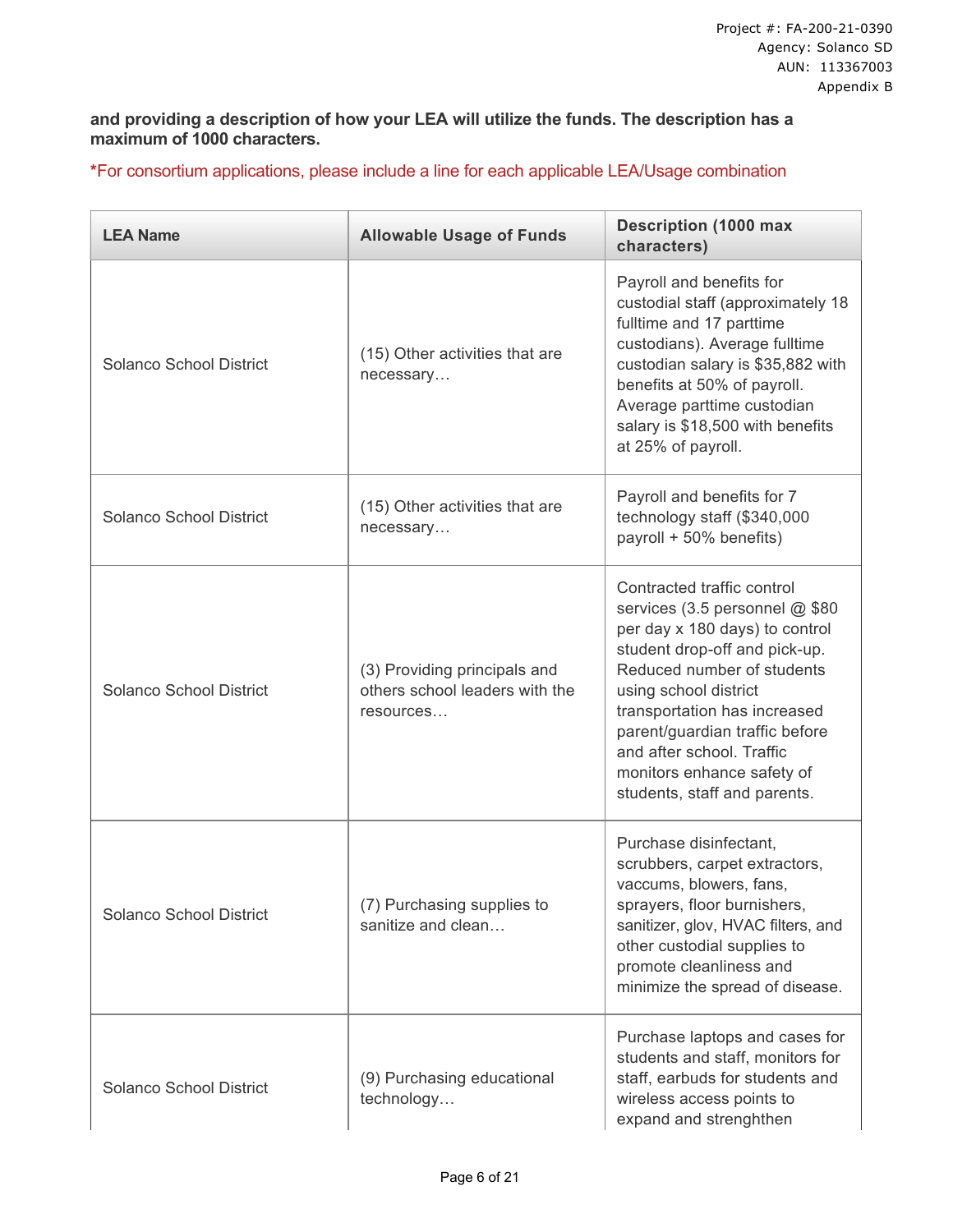**and providing a description of how your LEA will utilize the funds. The description has a maximum of 1000 characters.**

*For consortium applications, please include a line for each applicable LEA/Usage combination

| LEA Name | Allowable Usage of Funds | Description (1000 max characters) |
|---|---|---|
| Solanco School District | (15) Other activities that are necessary… | Payroll and benefits for custodial staff (approximately 18 fulltime and 17 parttime custodians). Average fulltime custodian salary is $35,882 with benefits at 50% of payroll. Average parttime custodian salary is $18,500 with benefits at 25% of payroll. |
| Solanco School District | (15) Other activities that are necessary… | Payroll and benefits for 7 technology staff ($340,000 payroll + 50% benefits) |
| Solanco School District | (3) Providing principals and others school leaders with the resources… | Contracted traffic control services (3.5 personnel @ $80 per day x 180 days) to control student drop-off and pick-up. Reduced number of students using school district transportation has increased parent/guardian traffic before and after school. Traffic monitors enhance safety of students, staff and parents. |
| Solanco School District | (7) Purchasing supplies to sanitize and clean… | Purchase disinfectant, scrubbers, carpet extractors, vaccums, blowers, fans, sprayers, floor burnishers, sanitizer, glov, HVAC filters, and other custodial supplies to promote cleanliness and minimize the spread of disease. |
| Solanco School District | (9) Purchasing educational technology… | Purchase laptops and cases for students and staff, monitors for staff, earbuds for students and wireless access points to expand and strenghthen |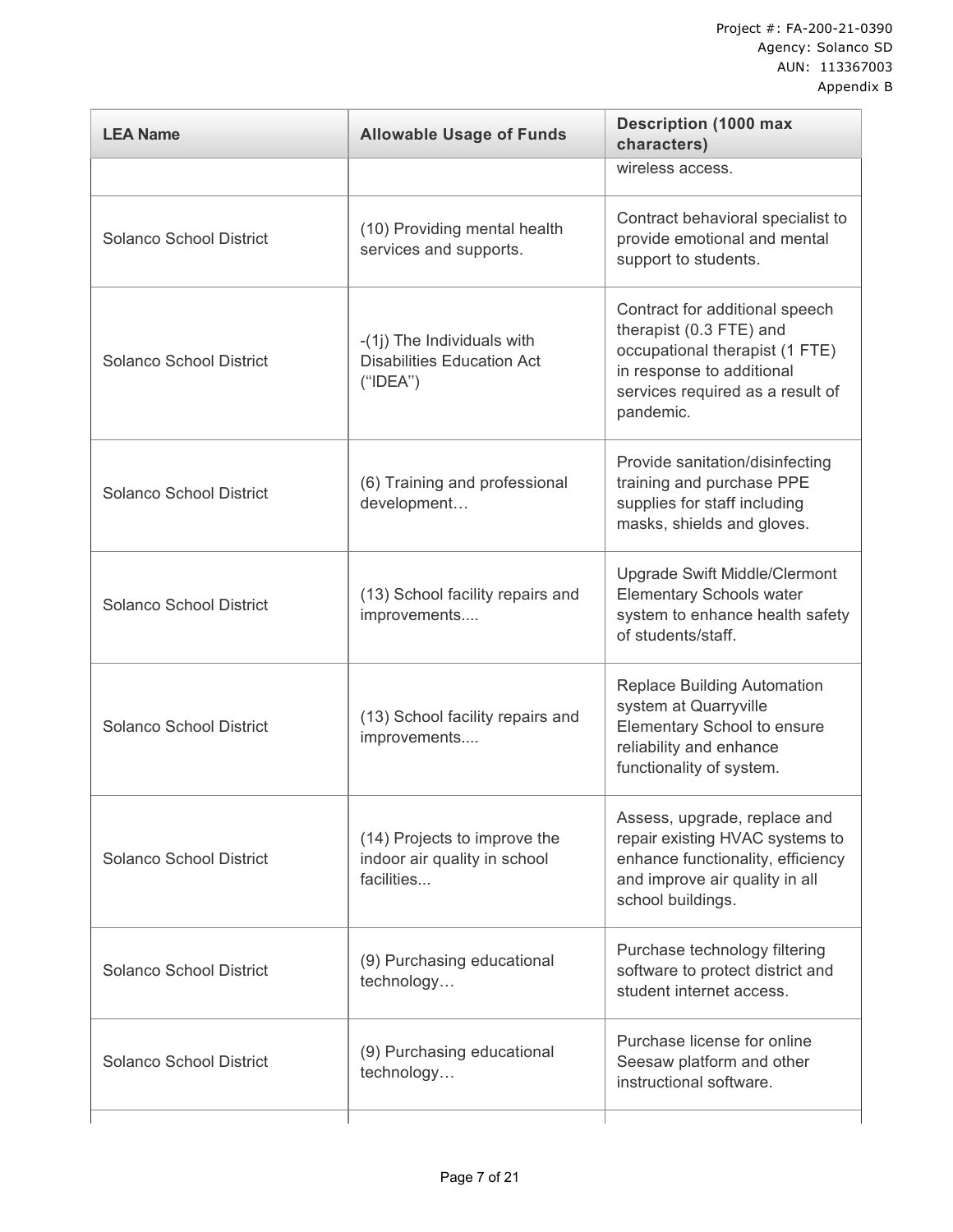| LEA Name | Allowable Usage of Funds | Description (1000 max characters) |
|---|---|---|
| | | wireless access. |
| Solanco School District | (10) Providing mental health services and supports. | Contract behavioral specialist to provide emotional and mental support to students. |
| Solanco School District | -(1j) The Individuals with Disabilities Education Act (“IDEA”) | Contract for additional speech therapist (0.3 FTE) and occupational therapist (1 FTE) in response to additional services required as a result of pandemic. |
| Solanco School District | (6) Training and professional development… | Provide sanitation/disinfecting training and purchase PPE supplies for staff including masks, shields and gloves. |
| Solanco School District | (13) School facility repairs and improvements.... | Upgrade Swift Middle/Clermont Elementary Schools water system to enhance health safety of students/staff. |
| Solanco School District | (13) School facility repairs and improvements.... | Replace Building Automation system at Quarryville Elementary School to ensure reliability and enhance functionality of system. |
| Solanco School District | (14) Projects to improve the indoor air quality in school facilities... | Assess, upgrade, replace and repair existing HVAC systems to enhance functionality, efficiency and improve air quality in all school buildings. |
| Solanco School District | (9) Purchasing educational technology… | Purchase technology filtering software to protect district and student internet access. |
| Solanco School District | (9) Purchasing educational technology… | Purchase license for online Seesaw platform and other instructional software. |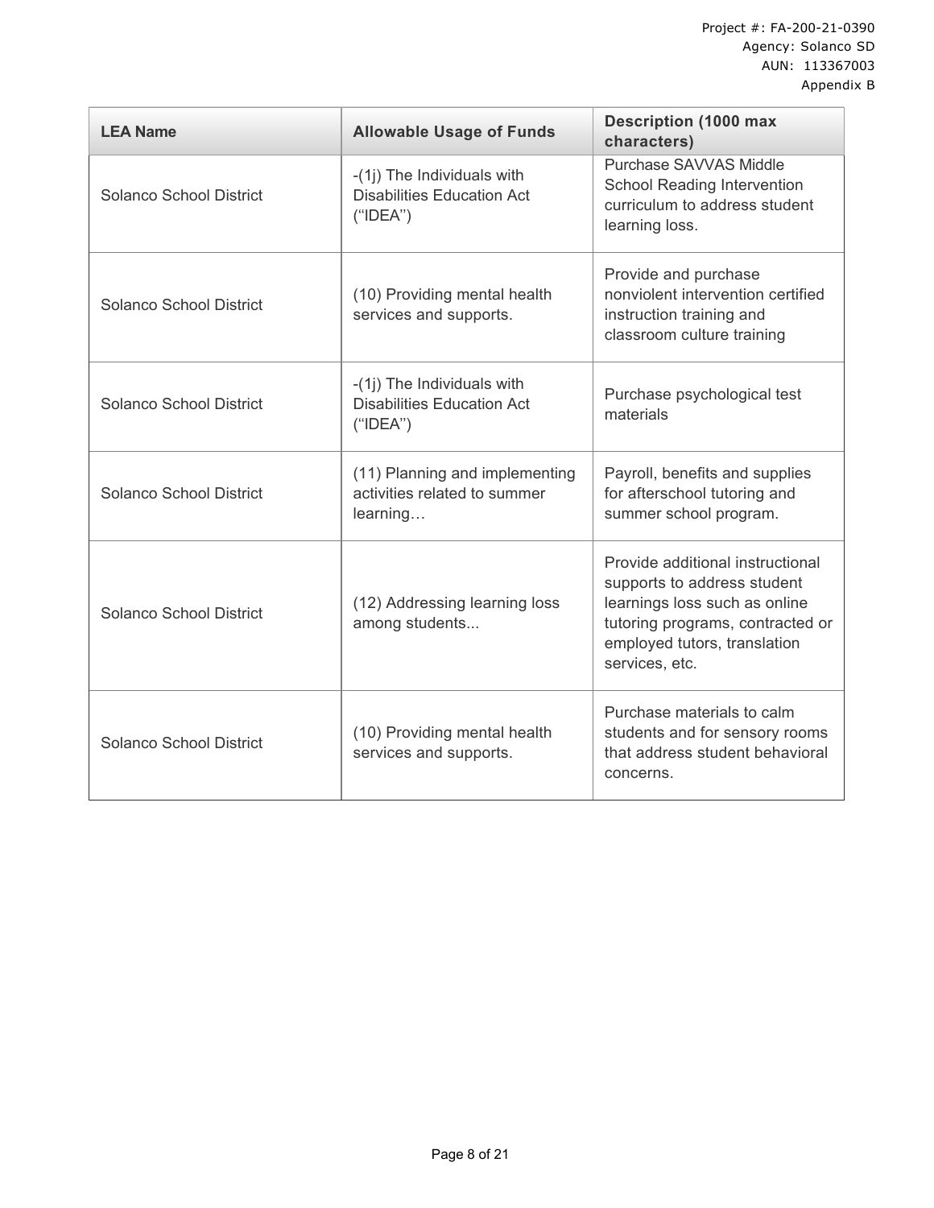| LEA Name | Allowable Usage of Funds | Description (1000 max characters) |
|---|---|---|
| Solanco School District | -(1j) The Individuals with Disabilities Education Act (“IDEA”) | Purchase SAVVAS Middle School Reading Intervention curriculum to address student learning loss. |
| Solanco School District | (10) Providing mental health services and supports. | Provide and purchase nonviolent intervention certified instruction training and classroom culture training |
| Solanco School District | -(1j) The Individuals with Disabilities Education Act (“IDEA”) | Purchase psychological test materials |
| Solanco School District | (11) Planning and implementing activities related to summer learning… | Payroll, benefits and supplies for afterschool tutoring and summer school program. |
| Solanco School District | (12) Addressing learning loss among students... | Provide additional instructional supports to address student learnings loss such as online tutoring programs, contracted or employed tutors, translation services, etc. |
| Solanco School District | (10) Providing mental health services and supports. | Purchase materials to calm students and for sensory rooms that address student behavioral concerns. |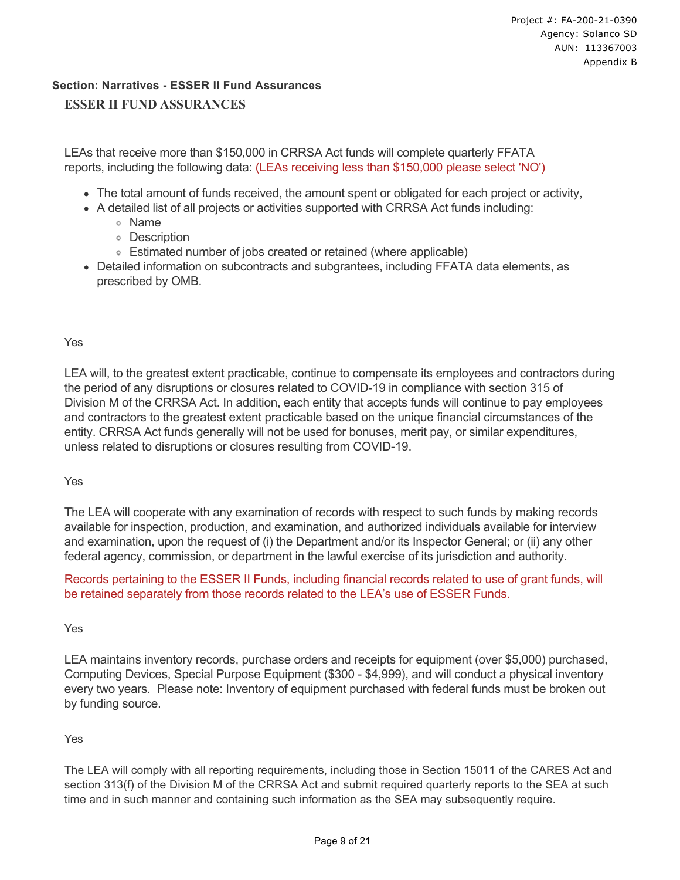## Section: Narratives - ESSER II Fund Assurances

### ESSER II FUND ASSURANCES

LEAs that receive more than $150,000 in CRRSA Act funds will complete quarterly FFATA reports, including the following data: (LEAs receiving less than $150,000 please select 'NO')

- The total amount of funds received, the amount spent or obligated for each project or activity,
- A detailed list of all projects or activities supported with CRRSA Act funds including:
  - Name
  - Description
  - Estimated number of jobs created or retained (where applicable)
- Detailed information on subcontracts and subgrantees, including FFATA data elements, as prescribed by OMB.

Yes

LEA will, to the greatest extent practicable, continue to compensate its employees and contractors during the period of any disruptions or closures related to COVID-19 in compliance with section 315 of Division M of the CRRSA Act. In addition, each entity that accepts funds will continue to pay employees and contractors to the greatest extent practicable based on the unique financial circumstances of the entity. CRRSA Act funds generally will not be used for bonuses, merit pay, or similar expenditures, unless related to disruptions or closures resulting from COVID-19.

Yes

The LEA will cooperate with any examination of records with respect to such funds by making records available for inspection, production, and examination, and authorized individuals available for interview and examination, upon the request of (i) the Department and/or its Inspector General; or (ii) any other federal agency, commission, or department in the lawful exercise of its jurisdiction and authority.

Records pertaining to the ESSER II Funds, including financial records related to use of grant funds, will be retained separately from those records related to the LEA's use of ESSER Funds.

Yes

LEA maintains inventory records, purchase orders and receipts for equipment (over $5,000) purchased, Computing Devices, Special Purpose Equipment ($300 - $4,999), and will conduct a physical inventory every two years. Please note: Inventory of equipment purchased with federal funds must be broken out by funding source.

Yes

The LEA will comply with all reporting requirements, including those in Section 15011 of the CARES Act and section 313(f) of the Division M of the CRRSA Act and submit required quarterly reports to the SEA at such time and in such manner and containing such information as the SEA may subsequently require.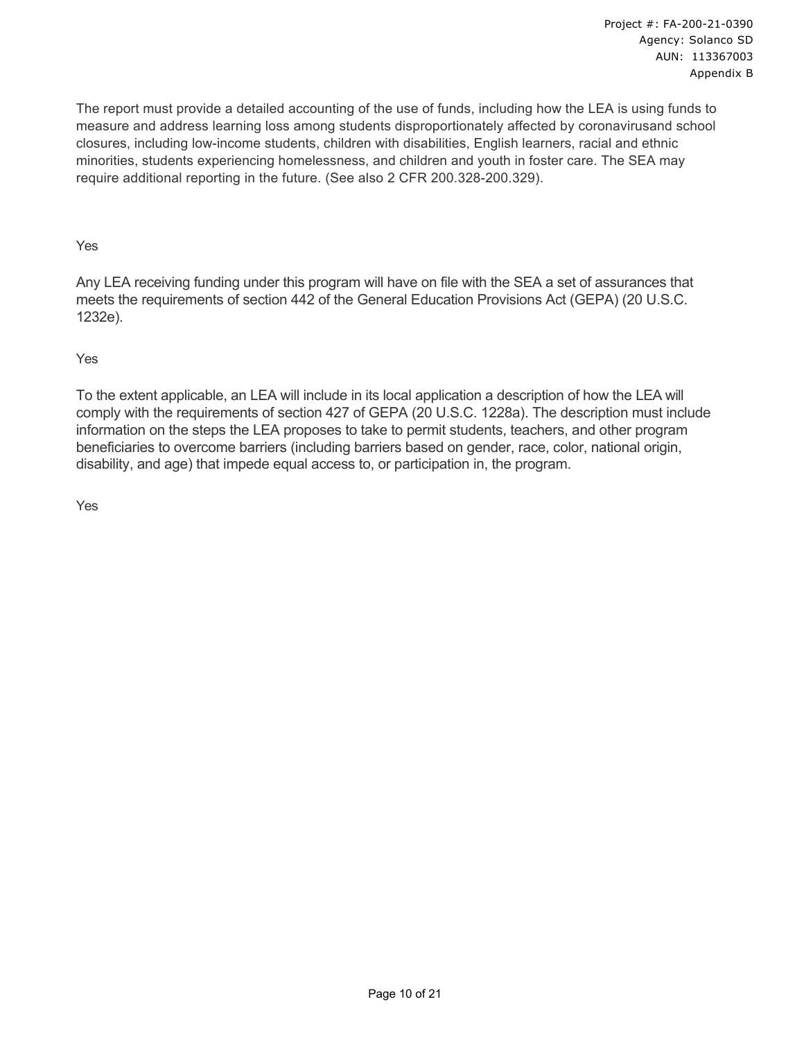The report must provide a detailed accounting of the use of funds, including how the LEA is using funds to measure and address learning loss among students disproportionately affected by coronavirusand school closures, including low-income students, children with disabilities, English learners, racial and ethnic minorities, students experiencing homelessness, and children and youth in foster care. The SEA may require additional reporting in the future. (See also 2 CFR 200.328-200.329).

Yes

Any LEA receiving funding under this program will have on file with the SEA a set of assurances that meets the requirements of section 442 of the General Education Provisions Act (GEPA) (20 U.S.C. 1232e).

Yes

To the extent applicable, an LEA will include in its local application a description of how the LEA will comply with the requirements of section 427 of GEPA (20 U.S.C. 1228a). The description must include information on the steps the LEA proposes to take to permit students, teachers, and other program beneficiaries to overcome barriers (including barriers based on gender, race, color, national origin, disability, and age) that impede equal access to, or participation in, the program.

Yes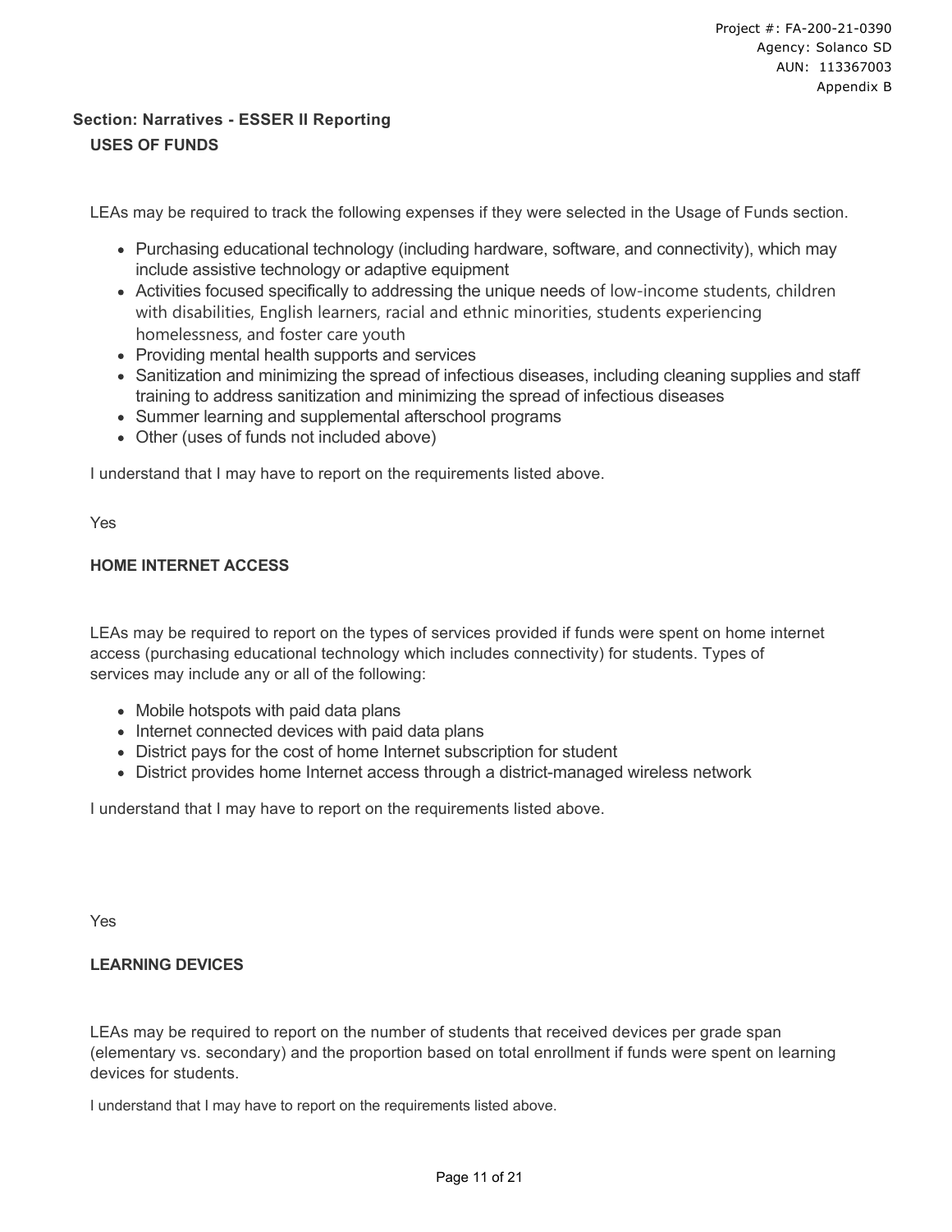## Section: Narratives - ESSER II Reporting

### USES OF FUNDS

LEAs may be required to track the following expenses if they were selected in the Usage of Funds section.

- Purchasing educational technology (including hardware, software, and connectivity), which may include assistive technology or adaptive equipment
- Activities focused specifically to addressing the unique needs of low-income students, children with disabilities, English learners, racial and ethnic minorities, students experiencing homelessness, and foster care youth
- Providing mental health supports and services
- Sanitization and minimizing the spread of infectious diseases, including cleaning supplies and staff training to address sanitization and minimizing the spread of infectious diseases
- Summer learning and supplemental afterschool programs
- Other (uses of funds not included above)

I understand that I may have to report on the requirements listed above.

Yes

### HOME INTERNET ACCESS

LEAs may be required to report on the types of services provided if funds were spent on home internet access (purchasing educational technology which includes connectivity) for students. Types of services may include any or all of the following:

- Mobile hotspots with paid data plans
- Internet connected devices with paid data plans
- District pays for the cost of home Internet subscription for student
- District provides home Internet access through a district-managed wireless network

I understand that I may have to report on the requirements listed above.

Yes

### LEARNING DEVICES

LEAs may be required to report on the number of students that received devices per grade span (elementary vs. secondary) and the proportion based on total enrollment if funds were spent on learning devices for students.

I understand that I may have to report on the requirements listed above.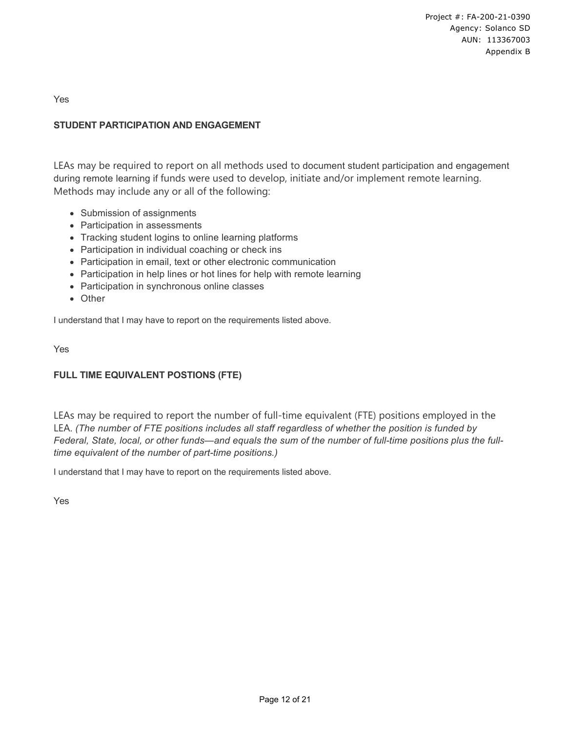Yes

**STUDENT PARTICIPATION AND ENGAGEMENT**

LEAs may be required to report on all methods used to document student participation and engagement during remote learning if funds were used to develop, initiate and/or implement remote learning. Methods may include any or all of the following:

- Submission of assignments
- Participation in assessments
- Tracking student logins to online learning platforms
- Participation in individual coaching or check ins
- Participation in email, text or other electronic communication
- Participation in help lines or hot lines for help with remote learning
- Participation in synchronous online classes
- Other

I understand that I may have to report on the requirements listed above.

Yes

**FULL TIME EQUIVALENT POSTIONS (FTE)**

LEAs may be required to report the number of full-time equivalent (FTE) positions employed in the LEA. *(The number of FTE positions includes all staff regardless of whether the position is funded by Federal, State, local, or other funds—and equals the sum of the number of full-time positions plus the full-time equivalent of the number of part-time positions.)*

I understand that I may have to report on the requirements listed above.

Yes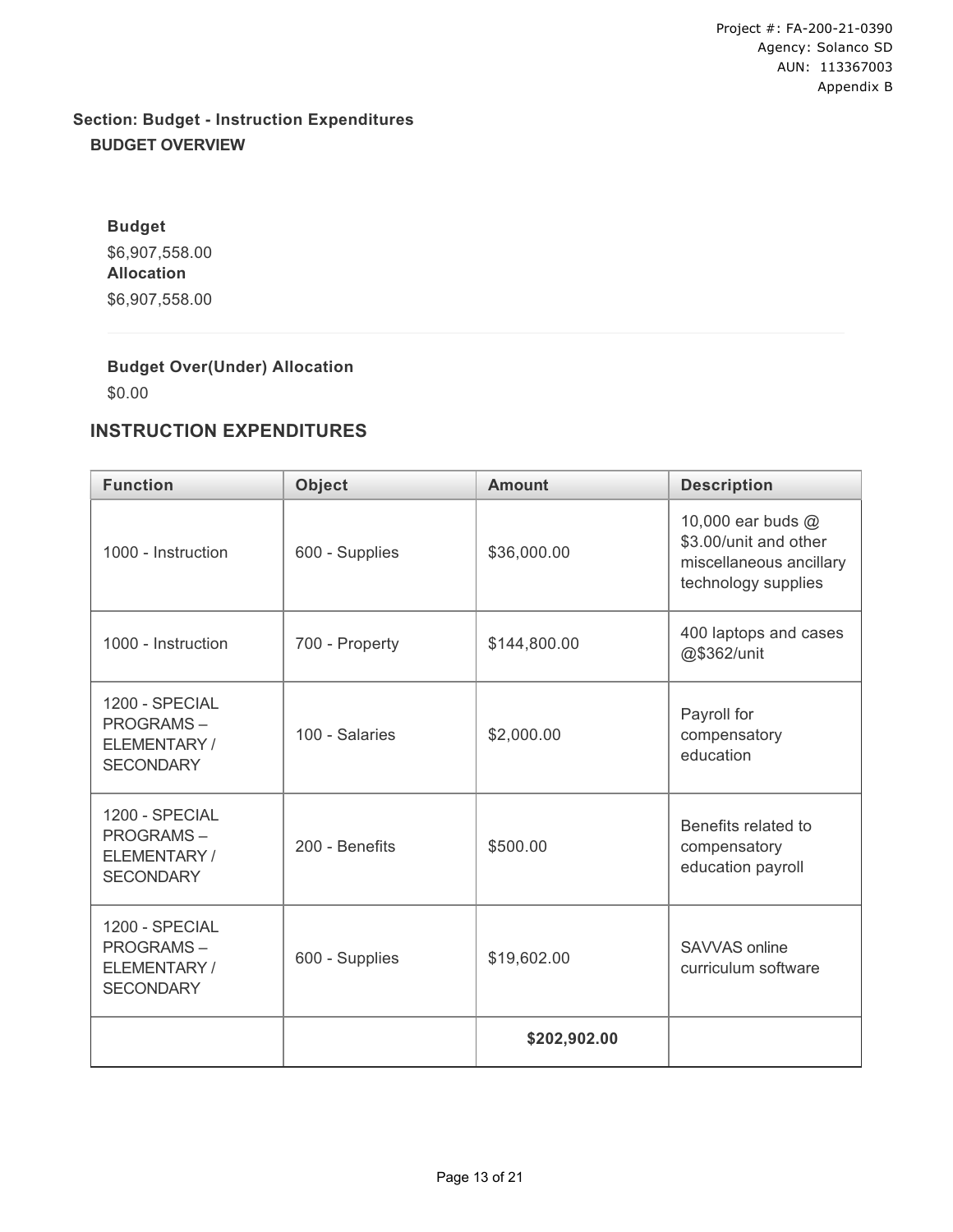Project #: FA-200-21-0390
Agency: Solanco SD
AUN: 113367003
Appendix B

## Section: Budget - Instruction Expenditures

### BUDGET OVERVIEW

**Budget**

$6,907,558.00

**Allocation**

$6,907,558.00

**Budget Over(Under) Allocation**

$0.00

## INSTRUCTION EXPENDITURES

| Function | Object | Amount | Description |
|---|---|---|---|
| 1000 - Instruction | 600 - Supplies | $36,000.00 | 10,000 ear buds @ $3.00/unit and other miscellaneous ancillary technology supplies |
| 1000 - Instruction | 700 - Property | $144,800.00 | 400 laptops and cases @$362/unit |
| 1200 - SPECIAL PROGRAMS – ELEMENTARY / SECONDARY | 100 - Salaries | $2,000.00 | Payroll for compensatory education |
| 1200 - SPECIAL PROGRAMS – ELEMENTARY / SECONDARY | 200 - Benefits | $500.00 | Benefits related to compensatory education payroll |
| 1200 - SPECIAL PROGRAMS – ELEMENTARY / SECONDARY | 600 - Supplies | $19,602.00 | SAVVAS online curriculum software |
| | | **$202,902.00** | |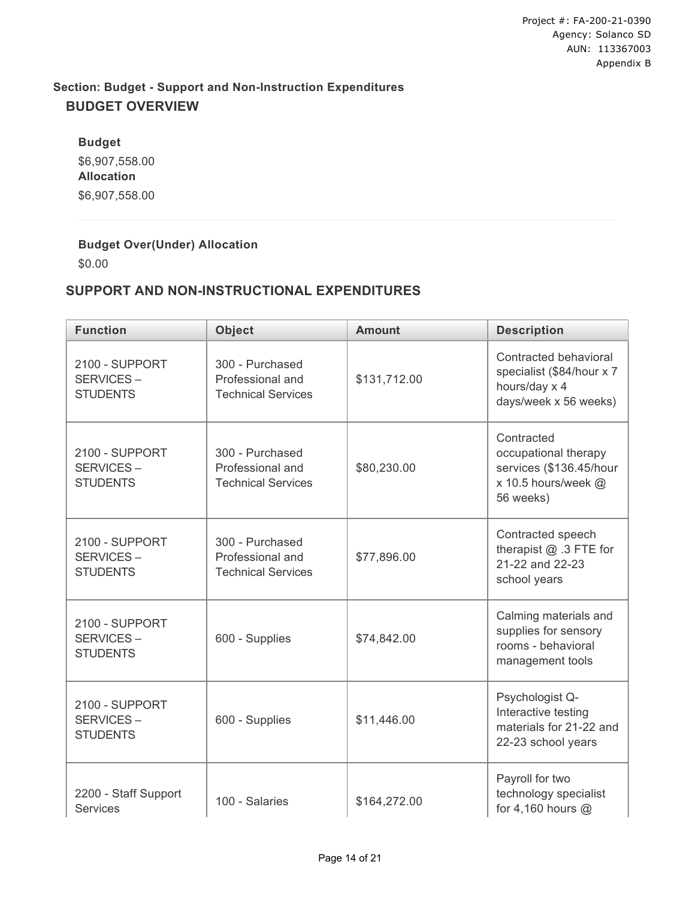Project #: FA-200-21-0390
Agency: Solanco SD
AUN: 113367003
Appendix B

**Section: Budget - Support and Non-Instruction Expenditures**

## BUDGET OVERVIEW

**Budget**

$6,907,558.00

**Allocation**

$6,907,558.00

**Budget Over(Under) Allocation**

$0.00

## SUPPORT AND NON-INSTRUCTIONAL EXPENDITURES

| Function | Object | Amount | Description |
|---|---|---|---|
| 2100 - SUPPORT SERVICES – STUDENTS | 300 - Purchased Professional and Technical Services | $131,712.00 | Contracted behavioral specialist ($84/hour x 7 hours/day x 4 days/week x 56 weeks) |
| 2100 - SUPPORT SERVICES – STUDENTS | 300 - Purchased Professional and Technical Services | $80,230.00 | Contracted occupational therapy services ($136.45/hour x 10.5 hours/week @ 56 weeks) |
| 2100 - SUPPORT SERVICES – STUDENTS | 300 - Purchased Professional and Technical Services | $77,896.00 | Contracted speech therapist @ .3 FTE for 21-22 and 22-23 school years |
| 2100 - SUPPORT SERVICES – STUDENTS | 600 - Supplies | $74,842.00 | Calming materials and supplies for sensory rooms - behavioral management tools |
| 2100 - SUPPORT SERVICES – STUDENTS | 600 - Supplies | $11,446.00 | Psychologist Q-Interactive testing materials for 21-22 and 22-23 school years |
| 2200 - Staff Support Services | 100 - Salaries | $164,272.00 | Payroll for two technology specialist for 4,160 hours @ |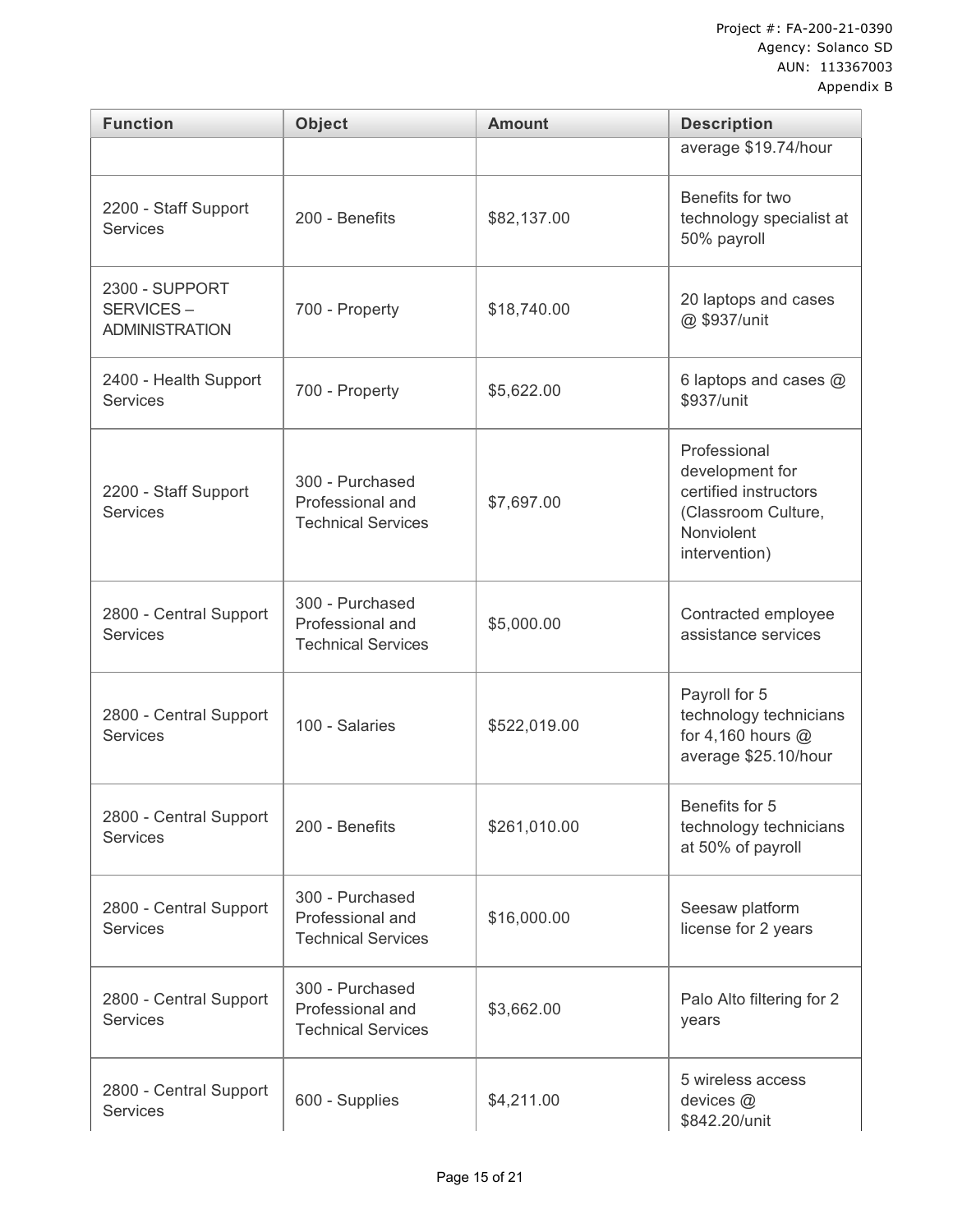| Function | Object | Amount | Description |
|---|---|---|---|
| | | | average $19.74/hour |
| 2200 - Staff Support Services | 200 - Benefits | $82,137.00 | Benefits for two technology specialist at 50% payroll |
| 2300 - SUPPORT SERVICES – ADMINISTRATION | 700 - Property | $18,740.00 | 20 laptops and cases @ $937/unit |
| 2400 - Health Support Services | 700 - Property | $5,622.00 | 6 laptops and cases @ $937/unit |
| 2200 - Staff Support Services | 300 - Purchased Professional and Technical Services | $7,697.00 | Professional development for certified instructors (Classroom Culture, Nonviolent intervention) |
| 2800 - Central Support Services | 300 - Purchased Professional and Technical Services | $5,000.00 | Contracted employee assistance services |
| 2800 - Central Support Services | 100 - Salaries | $522,019.00 | Payroll for 5 technology technicians for 4,160 hours @ average $25.10/hour |
| 2800 - Central Support Services | 200 - Benefits | $261,010.00 | Benefits for 5 technology technicians at 50% of payroll |
| 2800 - Central Support Services | 300 - Purchased Professional and Technical Services | $16,000.00 | Seesaw platform license for 2 years |
| 2800 - Central Support Services | 300 - Purchased Professional and Technical Services | $3,662.00 | Palo Alto filtering for 2 years |
| 2800 - Central Support Services | 600 - Supplies | $4,211.00 | 5 wireless access devices @ $842.20/unit |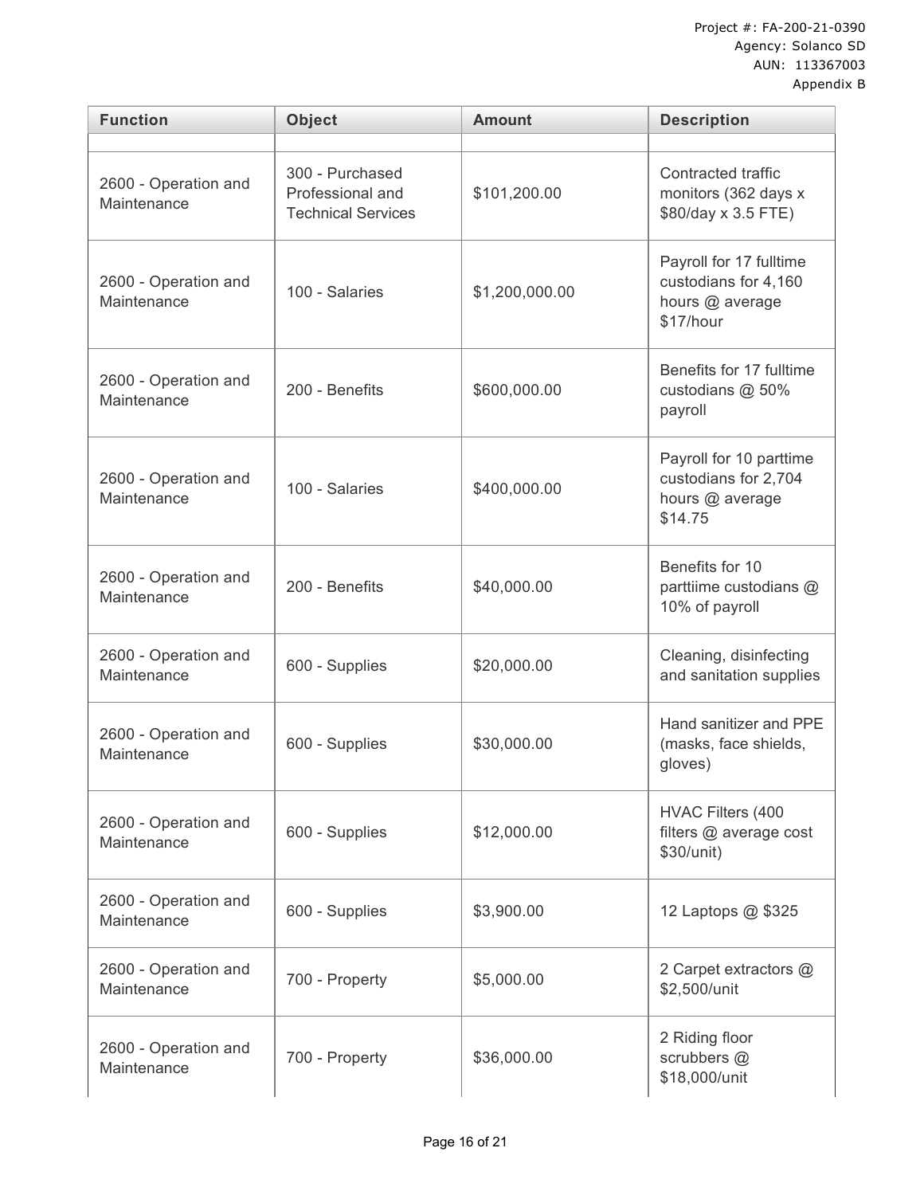Project #: FA-200-21-0390
Agency: Solanco SD
AUN: 113367003
Appendix B

| Function | Object | Amount | Description |
| --- | --- | --- | --- |
| | | | |
| 2600 - Operation and Maintenance | 300 - Purchased Professional and Technical Services | $101,200.00 | Contracted traffic monitors (362 days x $80/day x 3.5 FTE) |
| 2600 - Operation and Maintenance | 100 - Salaries | $1,200,000.00 | Payroll for 17 fulltime custodians for 4,160 hours @ average $17/hour |
| 2600 - Operation and Maintenance | 200 - Benefits | $600,000.00 | Benefits for 17 fulltime custodians @ 50% payroll |
| 2600 - Operation and Maintenance | 100 - Salaries | $400,000.00 | Payroll for 10 parttime custodians for 2,704 hours @ average $14.75 |
| 2600 - Operation and Maintenance | 200 - Benefits | $40,000.00 | Benefits for 10 parttiime custodians @ 10% of payroll |
| 2600 - Operation and Maintenance | 600 - Supplies | $20,000.00 | Cleaning, disinfecting and sanitation supplies |
| 2600 - Operation and Maintenance | 600 - Supplies | $30,000.00 | Hand sanitizer and PPE (masks, face shields, gloves) |
| 2600 - Operation and Maintenance | 600 - Supplies | $12,000.00 | HVAC Filters (400 filters @ average cost $30/unit) |
| 2600 - Operation and Maintenance | 600 - Supplies | $3,900.00 | 12 Laptops @ $325 |
| 2600 - Operation and Maintenance | 700 - Property | $5,000.00 | 2 Carpet extractors @ $2,500/unit |
| 2600 - Operation and Maintenance | 700 - Property | $36,000.00 | 2 Riding floor scrubbers @ $18,000/unit |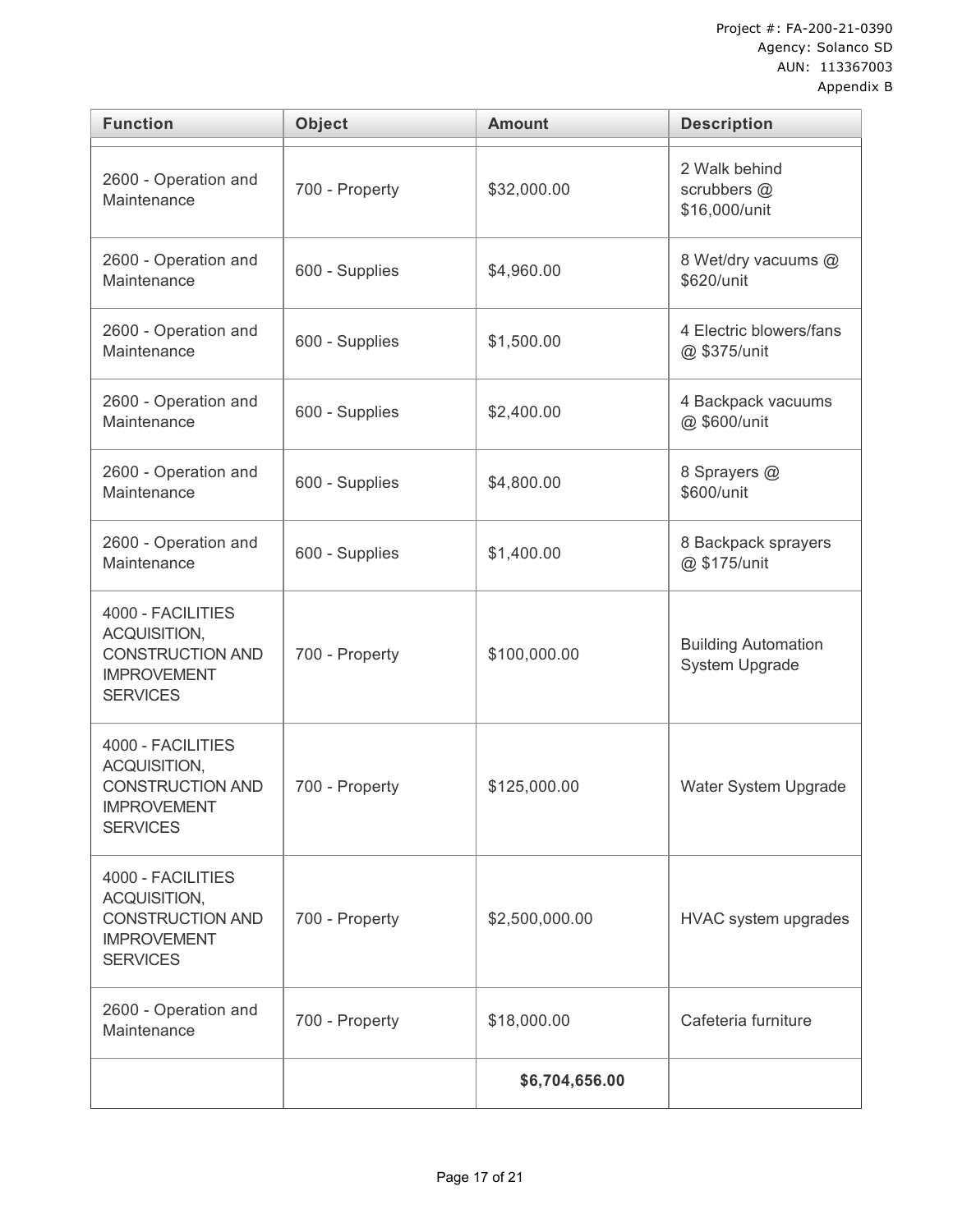Project #: FA-200-21-0390
Agency: Solanco SD
AUN: 113367003
Appendix B

| Function | Object | Amount | Description |
|---|---|---|---|
| 2600 - Operation and Maintenance | 700 - Property | $32,000.00 | 2 Walk behind scrubbers @ $16,000/unit |
| 2600 - Operation and Maintenance | 600 - Supplies | $4,960.00 | 8 Wet/dry vacuums @ $620/unit |
| 2600 - Operation and Maintenance | 600 - Supplies | $1,500.00 | 4 Electric blowers/fans @ $375/unit |
| 2600 - Operation and Maintenance | 600 - Supplies | $2,400.00 | 4 Backpack vacuums @ $600/unit |
| 2600 - Operation and Maintenance | 600 - Supplies | $4,800.00 | 8 Sprayers @ $600/unit |
| 2600 - Operation and Maintenance | 600 - Supplies | $1,400.00 | 8 Backpack sprayers @ $175/unit |
| 4000 - FACILITIES ACQUISITION, CONSTRUCTION AND IMPROVEMENT SERVICES | 700 - Property | $100,000.00 | Building Automation System Upgrade |
| 4000 - FACILITIES ACQUISITION, CONSTRUCTION AND IMPROVEMENT SERVICES | 700 - Property | $125,000.00 | Water System Upgrade |
| 4000 - FACILITIES ACQUISITION, CONSTRUCTION AND IMPROVEMENT SERVICES | 700 - Property | $2,500,000.00 | HVAC system upgrades |
| 2600 - Operation and Maintenance | 700 - Property | $18,000.00 | Cafeteria furniture |
| | | **$6,704,656.00** | |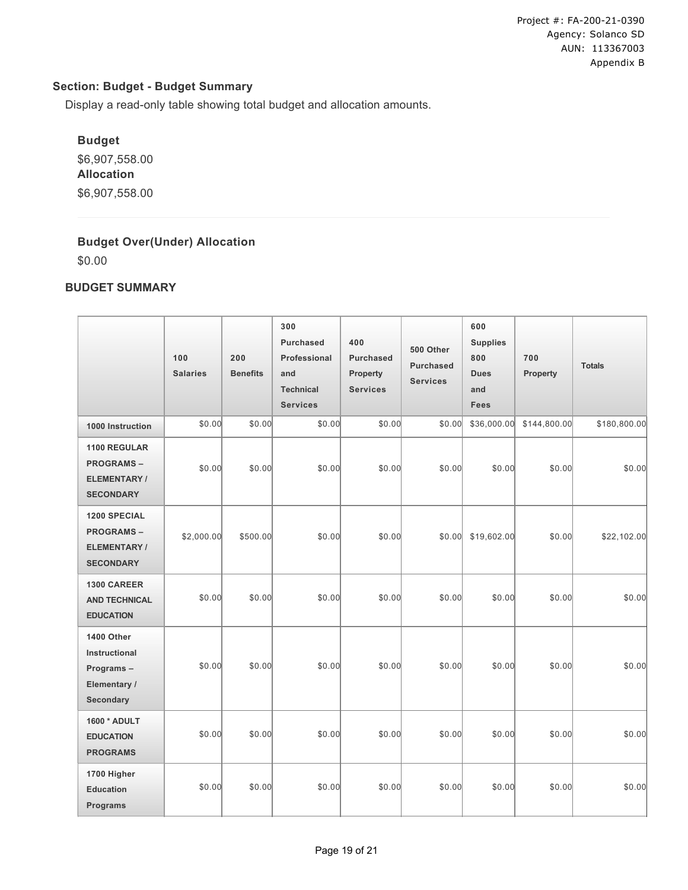Project #: FA-200-21-0390
Agency: Solanco SD
AUN: 113367003
Appendix B

### Section: Budget - Budget Summary

Display a read-only table showing total budget and allocation amounts.

**Budget**

$6,907,558.00

**Allocation**

$6,907,558.00

**Budget Over(Under) Allocation**

$0.00

### BUDGET SUMMARY

| | 100 Salaries | 200 Benefits | 300 Purchased Professional and Technical Services | 400 Purchased Property Services | 500 Other Purchased Services | 600 Supplies 800 Dues and Fees | 700 Property | Totals |
|---|---|---|---|---|---|---|---|---|
| **1000 Instruction** | $0.00 | $0.00 | $0.00 | $0.00 | $0.00 | $36,000.00 | $144,800.00 | $180,800.00 |
| **1100 REGULAR PROGRAMS – ELEMENTARY / SECONDARY** | $0.00 | $0.00 | $0.00 | $0.00 | $0.00 | $0.00 | $0.00 | $0.00 |
| **1200 SPECIAL PROGRAMS – ELEMENTARY / SECONDARY** | $2,000.00 | $500.00 | $0.00 | $0.00 | $0.00 | $19,602.00 | $0.00 | $22,102.00 |
| **1300 CAREER AND TECHNICAL EDUCATION** | $0.00 | $0.00 | $0.00 | $0.00 | $0.00 | $0.00 | $0.00 | $0.00 |
| **1400 Other Instructional Programs – Elementary / Secondary** | $0.00 | $0.00 | $0.00 | $0.00 | $0.00 | $0.00 | $0.00 | $0.00 |
| **1600 * ADULT EDUCATION PROGRAMS** | $0.00 | $0.00 | $0.00 | $0.00 | $0.00 | $0.00 | $0.00 | $0.00 |
| **1700 Higher Education Programs** | $0.00 | $0.00 | $0.00 | $0.00 | $0.00 | $0.00 | $0.00 | $0.00 |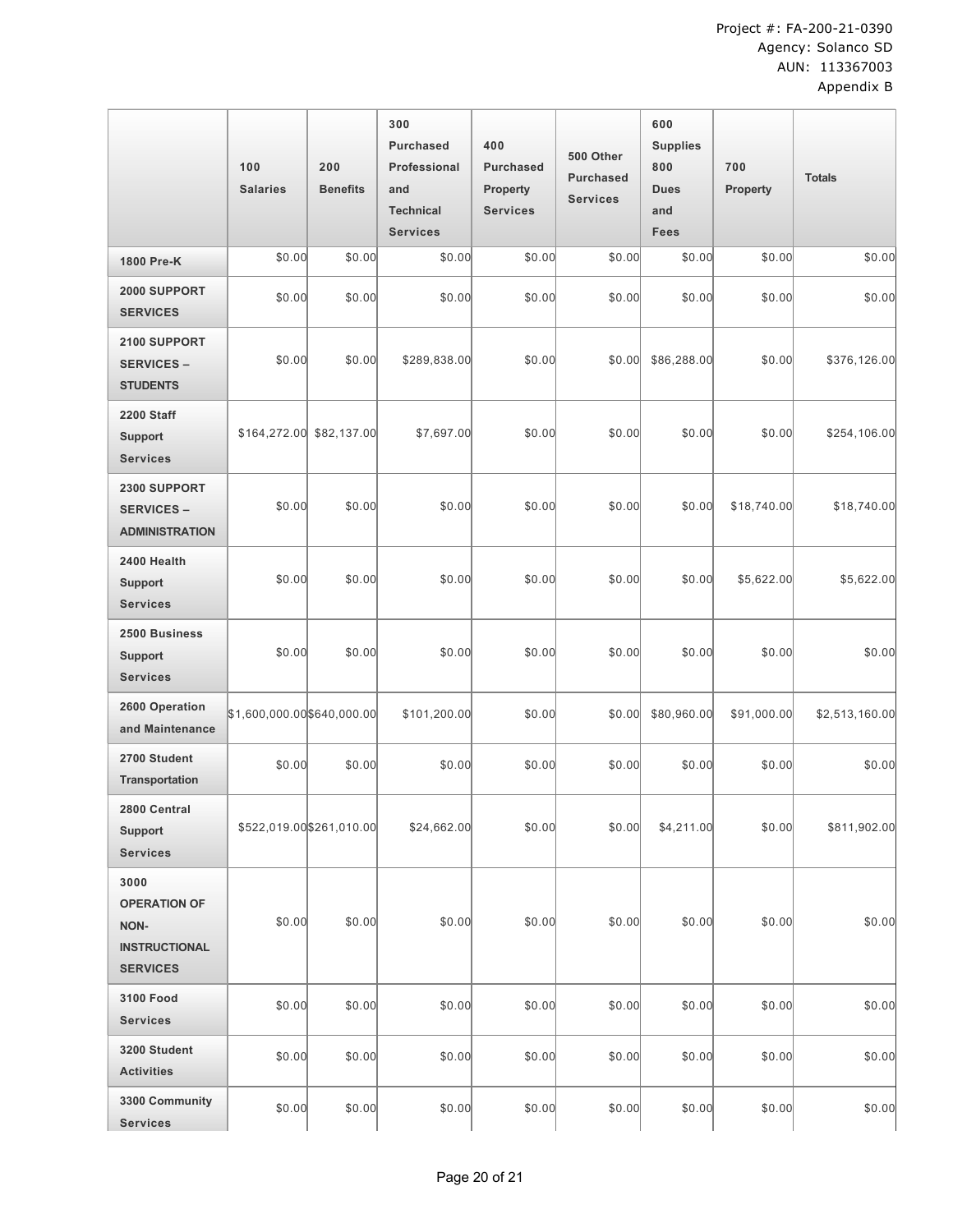Project #: FA-200-21-0390
Agency: Solanco SD
AUN: 113367003
Appendix B

| | 100 Salaries | 200 Benefits | 300 Purchased Professional and Technical Services | 400 Purchased Property Services | 500 Other Purchased Services | 600 Supplies 800 Dues and Fees | 700 Property | Totals |
|---|---|---|---|---|---|---|---|---|
| **1800 Pre-K** | $0.00 | $0.00 | $0.00 | $0.00 | $0.00 | $0.00 | $0.00 | $0.00 |
| **2000 SUPPORT SERVICES** | $0.00 | $0.00 | $0.00 | $0.00 | $0.00 | $0.00 | $0.00 | $0.00 |
| **2100 SUPPORT SERVICES – STUDENTS** | $0.00 | $0.00 | $289,838.00 | $0.00 | $0.00 | $86,288.00 | $0.00 | $376,126.00 |
| **2200 Staff Support Services** | $164,272.00 | $82,137.00 | $7,697.00 | $0.00 | $0.00 | $0.00 | $0.00 | $254,106.00 |
| **2300 SUPPORT SERVICES – ADMINISTRATION** | $0.00 | $0.00 | $0.00 | $0.00 | $0.00 | $0.00 | $18,740.00 | $18,740.00 |
| **2400 Health Support Services** | $0.00 | $0.00 | $0.00 | $0.00 | $0.00 | $0.00 | $5,622.00 | $5,622.00 |
| **2500 Business Support Services** | $0.00 | $0.00 | $0.00 | $0.00 | $0.00 | $0.00 | $0.00 | $0.00 |
| **2600 Operation and Maintenance** | $1,600,000.00 | $640,000.00 | $101,200.00 | $0.00 | $0.00 | $80,960.00 | $91,000.00 | $2,513,160.00 |
| **2700 Student Transportation** | $0.00 | $0.00 | $0.00 | $0.00 | $0.00 | $0.00 | $0.00 | $0.00 |
| **2800 Central Support Services** | $522,019.00 | $261,010.00 | $24,662.00 | $0.00 | $0.00 | $4,211.00 | $0.00 | $811,902.00 |
| **3000 OPERATION OF NON-INSTRUCTIONAL SERVICES** | $0.00 | $0.00 | $0.00 | $0.00 | $0.00 | $0.00 | $0.00 | $0.00 |
| **3100 Food Services** | $0.00 | $0.00 | $0.00 | $0.00 | $0.00 | $0.00 | $0.00 | $0.00 |
| **3200 Student Activities** | $0.00 | $0.00 | $0.00 | $0.00 | $0.00 | $0.00 | $0.00 | $0.00 |
| **3300 Community Services** | $0.00 | $0.00 | $0.00 | $0.00 | $0.00 | $0.00 | $0.00 | $0.00 |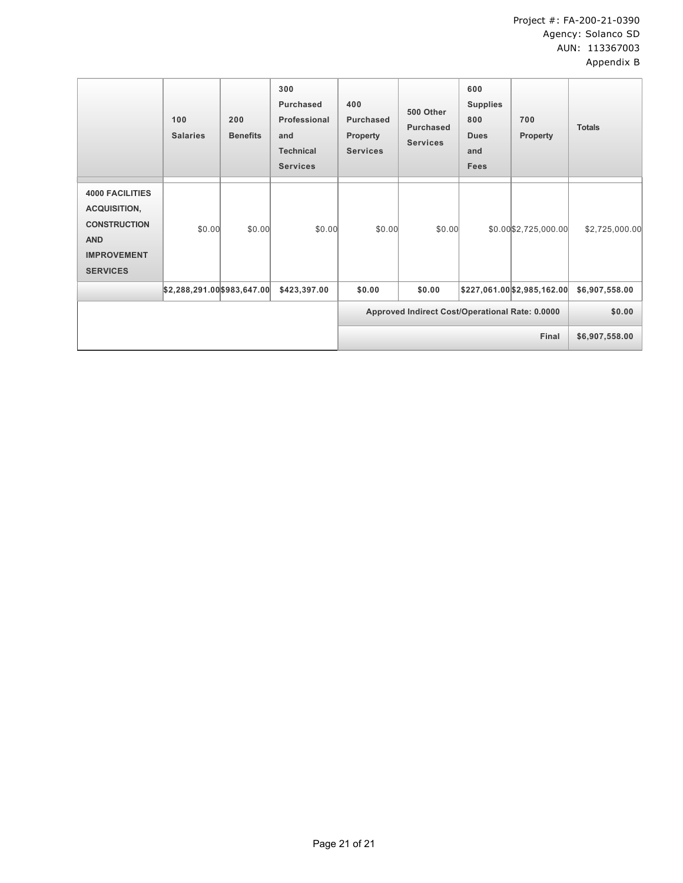Project #: FA-200-21-0390
Agency: Solanco SD
AUN: 113367003
Appendix B

| | 100 Salaries | 200 Benefits | 300 Purchased Professional and Technical Services | 400 Purchased Property Services | 500 Other Purchased Services | 600 Supplies 800 Dues and Fees | 700 Property | Totals |
|---|---|---|---|---|---|---|---|---|
| **4000 FACILITIES ACQUISITION, CONSTRUCTION AND IMPROVEMENT SERVICES** | $0.00 | $0.00 | $0.00 | $0.00 | $0.00 | $0.00 | $2,725,000.00 | $2,725,000.00 |
| | **$2,288,291.00** | **$983,647.00** | **$423,397.00** | **$0.00** | **$0.00** | **$227,061.00** | **$2,985,162.00** | **$6,907,558.00** |
| | | | | **Approved Indirect Cost/Operational Rate: 0.0000** | | | | **$0.00** |
| | | | | **Final** | | | | **$6,907,558.00** |